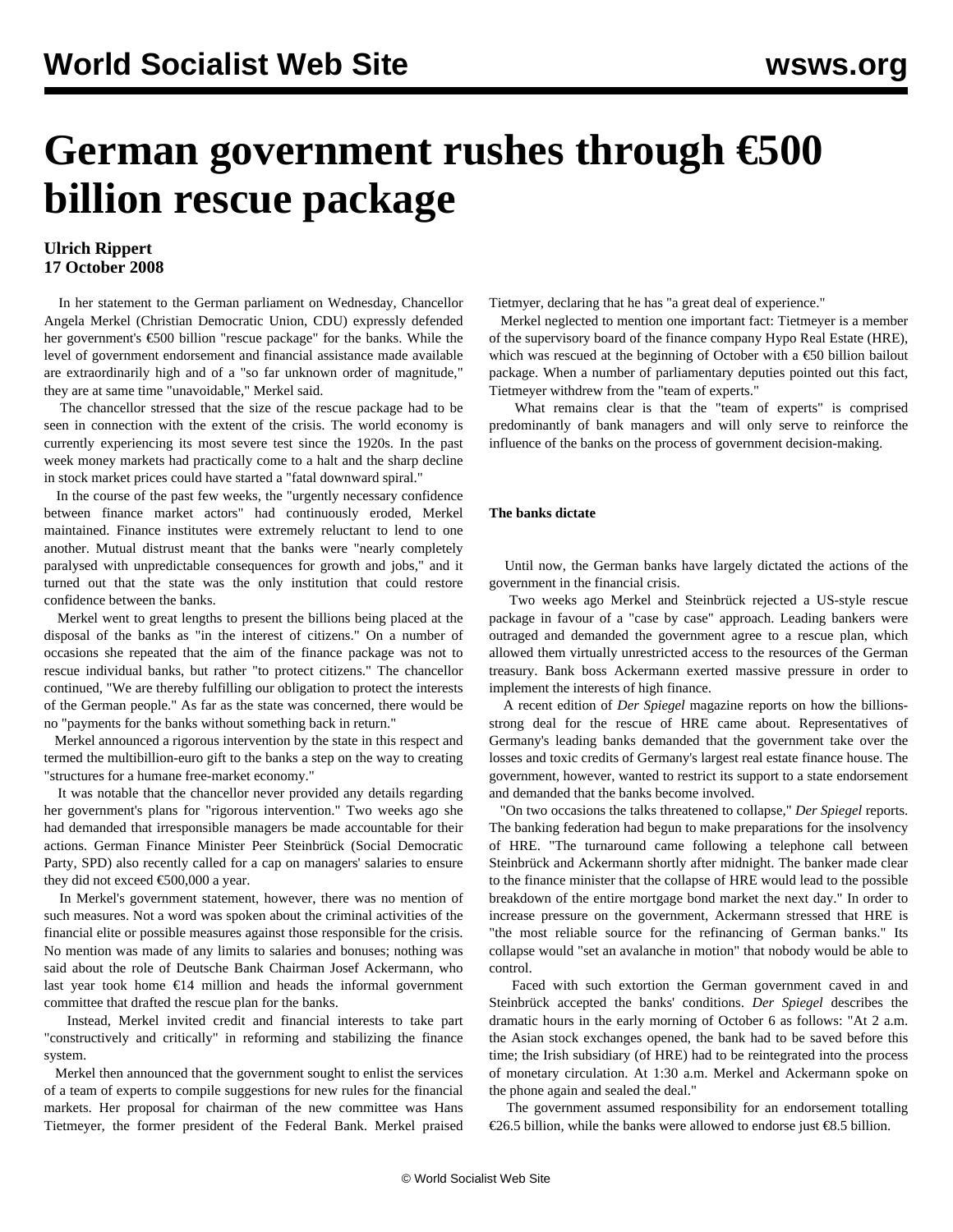# German government rushes through €500 billion rescue package

**Ulrich Rippert**
**17 October 2008**

In her statement to the German parliament on Wednesday, Chancellor Angela Merkel (Christian Democratic Union, CDU) expressly defended her government's €500 billion "rescue package" for the banks. While the level of government endorsement and financial assistance made available are extraordinarily high and of a "so far unknown order of magnitude," they are at same time "unavoidable," Merkel said.

The chancellor stressed that the size of the rescue package had to be seen in connection with the extent of the crisis. The world economy is currently experiencing its most severe test since the 1920s. In the past week money markets had practically come to a halt and the sharp decline in stock market prices could have started a "fatal downward spiral."

In the course of the past few weeks, the "urgently necessary confidence between finance market actors" had continuously eroded, Merkel maintained. Finance institutes were extremely reluctant to lend to one another. Mutual distrust meant that the banks were "nearly completely paralysed with unpredictable consequences for growth and jobs," and it turned out that the state was the only institution that could restore confidence between the banks.

Merkel went to great lengths to present the billions being placed at the disposal of the banks as "in the interest of citizens." On a number of occasions she repeated that the aim of the finance package was not to rescue individual banks, but rather "to protect citizens." The chancellor continued, "We are thereby fulfilling our obligation to protect the interests of the German people." As far as the state was concerned, there would be no "payments for the banks without something back in return."

Merkel announced a rigorous intervention by the state in this respect and termed the multibillion-euro gift to the banks a step on the way to creating "structures for a humane free-market economy."

It was notable that the chancellor never provided any details regarding her government's plans for "rigorous intervention." Two weeks ago she had demanded that irresponsible managers be made accountable for their actions. German Finance Minister Peer Steinbrück (Social Democratic Party, SPD) also recently called for a cap on managers' salaries to ensure they did not exceed €500,000 a year.

In Merkel's government statement, however, there was no mention of such measures. Not a word was spoken about the criminal activities of the financial elite or possible measures against those responsible for the crisis. No mention was made of any limits to salaries and bonuses; nothing was said about the role of Deutsche Bank Chairman Josef Ackermann, who last year took home €14 million and heads the informal government committee that drafted the rescue plan for the banks.

Instead, Merkel invited credit and financial interests to take part "constructively and critically" in reforming and stabilizing the finance system.

Merkel then announced that the government sought to enlist the services of a team of experts to compile suggestions for new rules for the financial markets. Her proposal for chairman of the new committee was Hans Tietmeyer, the former president of the Federal Bank. Merkel praised Tietmyer, declaring that he has "a great deal of experience."

Merkel neglected to mention one important fact: Tietmeyer is a member of the supervisory board of the finance company Hypo Real Estate (HRE), which was rescued at the beginning of October with a €50 billion bailout package. When a number of parliamentary deputies pointed out this fact, Tietmeyer withdrew from the "team of experts."

What remains clear is that the "team of experts" is comprised predominantly of bank managers and will only serve to reinforce the influence of the banks on the process of government decision-making.

**The banks dictate**

Until now, the German banks have largely dictated the actions of the government in the financial crisis.

Two weeks ago Merkel and Steinbrück rejected a US-style rescue package in favour of a "case by case" approach. Leading bankers were outraged and demanded the government agree to a rescue plan, which allowed them virtually unrestricted access to the resources of the German treasury. Bank boss Ackermann exerted massive pressure in order to implement the interests of high finance.

A recent edition of *Der Spiegel* magazine reports on how the billions-strong deal for the rescue of HRE came about. Representatives of Germany's leading banks demanded that the government take over the losses and toxic credits of Germany's largest real estate finance house. The government, however, wanted to restrict its support to a state endorsement and demanded that the banks become involved.

"On two occasions the talks threatened to collapse," *Der Spiegel* reports. The banking federation had begun to make preparations for the insolvency of HRE. "The turnaround came following a telephone call between Steinbrück and Ackermann shortly after midnight. The banker made clear to the finance minister that the collapse of HRE would lead to the possible breakdown of the entire mortgage bond market the next day." In order to increase pressure on the government, Ackermann stressed that HRE is "the most reliable source for the refinancing of German banks." Its collapse would "set an avalanche in motion" that nobody would be able to control.

Faced with such extortion the German government caved in and Steinbrück accepted the banks' conditions. *Der Spiegel* describes the dramatic hours in the early morning of October 6 as follows: "At 2 a.m. the Asian stock exchanges opened, the bank had to be saved before this time; the Irish subsidiary (of HRE) had to be reintegrated into the process of monetary circulation. At 1:30 a.m. Merkel and Ackermann spoke on the phone again and sealed the deal."

The government assumed responsibility for an endorsement totalling €26.5 billion, while the banks were allowed to endorse just €8.5 billion.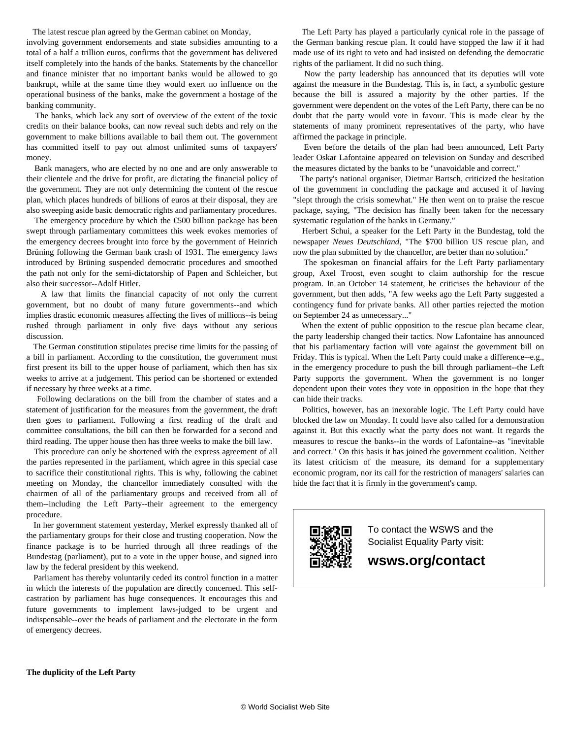The latest rescue plan agreed by the German cabinet on Monday, involving government endorsements and state subsidies amounting to a total of a half a trillion euros, confirms that the government has delivered itself completely into the hands of the banks. Statements by the chancellor and finance minister that no important banks would be allowed to go bankrupt, while at the same time they would exert no influence on the operational business of the banks, make the government a hostage of the banking community.

The banks, which lack any sort of overview of the extent of the toxic credits on their balance books, can now reveal such debts and rely on the government to make billions available to bail them out. The government has committed itself to pay out almost unlimited sums of taxpayers' money.

Bank managers, who are elected by no one and are only answerable to their clientele and the drive for profit, are dictating the financial policy of the government. They are not only determining the content of the rescue plan, which places hundreds of billions of euros at their disposal, they are also sweeping aside basic democratic rights and parliamentary procedures.

The emergency procedure by which the €500 billion package has been swept through parliamentary committees this week evokes memories of the emergency decrees brought into force by the government of Heinrich Brüning following the German bank crash of 1931. The emergency laws introduced by Brüning suspended democratic procedures and smoothed the path not only for the semi-dictatorship of Papen and Schleicher, but also their successor--Adolf Hitler.

A law that limits the financial capacity of not only the current government, but no doubt of many future governments--and which implies drastic economic measures affecting the lives of millions--is being rushed through parliament in only five days without any serious discussion.

The German constitution stipulates precise time limits for the passing of a bill in parliament. According to the constitution, the government must first present its bill to the upper house of parliament, which then has six weeks to arrive at a judgement. This period can be shortened or extended if necessary by three weeks at a time.

Following declarations on the bill from the chamber of states and a statement of justification for the measures from the government, the draft then goes to parliament. Following a first reading of the draft and committee consultations, the bill can then be forwarded for a second and third reading. The upper house then has three weeks to make the bill law.

This procedure can only be shortened with the express agreement of all the parties represented in the parliament, which agree in this special case to sacrifice their constitutional rights. This is why, following the cabinet meeting on Monday, the chancellor immediately consulted with the chairmen of all of the parliamentary groups and received from all of them--including the Left Party--their agreement to the emergency procedure.

In her government statement yesterday, Merkel expressly thanked all of the parliamentary groups for their close and trusting cooperation. Now the finance package is to be hurried through all three readings of the Bundestag (parliament), put to a vote in the upper house, and signed into law by the federal president by this weekend.

Parliament has thereby voluntarily ceded its control function in a matter in which the interests of the population are directly concerned. This self-castration by parliament has huge consequences. It encourages this and future governments to implement laws-judged to be urgent and indispensable--over the heads of parliament and the electorate in the form of emergency decrees.

**The duplicity of the Left Party**

The Left Party has played a particularly cynical role in the passage of the German banking rescue plan. It could have stopped the law if it had made use of its right to veto and had insisted on defending the democratic rights of the parliament. It did no such thing.

Now the party leadership has announced that its deputies will vote against the measure in the Bundestag. This is, in fact, a symbolic gesture because the bill is assured a majority by the other parties. If the government were dependent on the votes of the Left Party, there can be no doubt that the party would vote in favour. This is made clear by the statements of many prominent representatives of the party, who have affirmed the package in principle.

Even before the details of the plan had been announced, Left Party leader Oskar Lafontaine appeared on television on Sunday and described the measures dictated by the banks to be "unavoidable and correct."

The party's national organiser, Dietmar Bartsch, criticized the hesitation of the government in concluding the package and accused it of having "slept through the crisis somewhat." He then went on to praise the rescue package, saying, "The decision has finally been taken for the necessary systematic regulation of the banks in Germany."

Herbert Schui, a speaker for the Left Party in the Bundestag, told the newspaper *Neues Deutschland*, "The $700 billion US rescue plan, and now the plan submitted by the chancellor, are better than no solution."

The spokesman on financial affairs for the Left Party parliamentary group, Axel Troost, even sought to claim authorship for the rescue program. In an October 14 statement, he criticises the behaviour of the government, but then adds, "A few weeks ago the Left Party suggested a contingency fund for private banks. All other parties rejected the motion on September 24 as unnecessary..."

When the extent of public opposition to the rescue plan became clear, the party leadership changed their tactics. Now Lafontaine has announced that his parliamentary faction will vote against the government bill on Friday. This is typical. When the Left Party could make a difference--e.g., in the emergency procedure to push the bill through parliament--the Left Party supports the government. When the government is no longer dependent upon their votes they vote in opposition in the hope that they can hide their tracks.

Politics, however, has an inexorable logic. The Left Party could have blocked the law on Monday. It could have also called for a demonstration against it. But this exactly what the party does not want. It regards the measures to rescue the banks--in the words of Lafontaine--as "inevitable and correct." On this basis it has joined the government coalition. Neither its latest criticism of the measure, its demand for a supplementary economic program, nor its call for the restriction of managers' salaries can hide the fact that it is firmly in the government's camp.

To contact the WSWS and the Socialist Equality Party visit:

**wsws.org/contact**